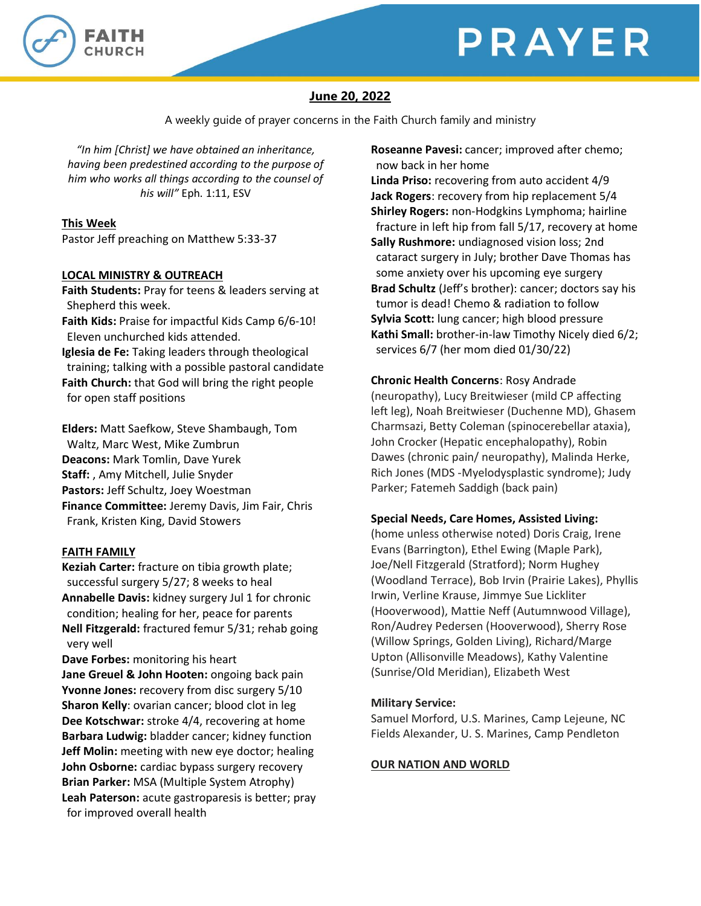# PRAYER

FAITH CHURCH

**June 20, 2022**

A weekly guide of prayer concerns in the Faith Church family and ministry

*"In him [Christ] we have obtained an inheritance, having been predestined according to the purpose of him who works all things according to the counsel of his will"* Eph. 1:11, ESV

## This Week

Pastor Jeff preaching on Matthew 5:33-37

## LOCAL MINISTRY & OUTREACH

**Faith Students:** Pray for teens & leaders serving at Shepherd this week.
**Faith Kids:** Praise for impactful Kids Camp 6/6-10! Eleven unchurched kids attended.
**Iglesia de Fe:** Taking leaders through theological training; talking with a possible pastoral candidate
**Faith Church:** that God will bring the right people for open staff positions

**Elders:** Matt Saefkow, Steve Shambaugh, Tom Waltz, Marc West, Mike Zumbrun
**Deacons:** Mark Tomlin, Dave Yurek
**Staff:** , Amy Mitchell, Julie Snyder
**Pastors:** Jeff Schultz, Joey Woestman
**Finance Committee:** Jeremy Davis, Jim Fair, Chris Frank, Kristen King, David Stowers

## FAITH FAMILY

**Keziah Carter:** fracture on tibia growth plate; successful surgery 5/27; 8 weeks to heal
**Annabelle Davis:** kidney surgery Jul 1 for chronic condition; healing for her, peace for parents
**Nell Fitzgerald:** fractured femur 5/31; rehab going very well
**Dave Forbes:** monitoring his heart
**Jane Greuel & John Hooten:** ongoing back pain
**Yvonne Jones:** recovery from disc surgery 5/10
**Sharon Kelly**: ovarian cancer; blood clot in leg
**Dee Kotschwar:** stroke 4/4, recovering at home
**Barbara Ludwig:** bladder cancer; kidney function
**Jeff Molin:** meeting with new eye doctor; healing
**John Osborne:** cardiac bypass surgery recovery
**Brian Parker:** MSA (Multiple System Atrophy)
**Leah Paterson:** acute gastroparesis is better; pray for improved overall health
**Roseanne Pavesi:** cancer; improved after chemo; now back in her home
**Linda Priso:** recovering from auto accident 4/9
**Jack Rogers**: recovery from hip replacement 5/4
**Shirley Rogers:** non-Hodgkins Lymphoma; hairline fracture in left hip from fall 5/17, recovery at home
**Sally Rushmore:** undiagnosed vision loss; 2nd cataract surgery in July; brother Dave Thomas has some anxiety over his upcoming eye surgery
**Brad Schultz** (Jeff's brother): cancer; doctors say his tumor is dead! Chemo & radiation to follow
**Sylvia Scott:** lung cancer; high blood pressure
**Kathi Small:** brother-in-law Timothy Nicely died 6/2; services 6/7 (her mom died 01/30/22)

**Chronic Health Concerns**: Rosy Andrade (neuropathy), Lucy Breitwieser (mild CP affecting left leg), Noah Breitwieser (Duchenne MD), Ghasem Charmsazi, Betty Coleman (spinocerebellar ataxia), John Crocker (Hepatic encephalopathy), Robin Dawes (chronic pain/ neuropathy), Malinda Herke, Rich Jones (MDS -Myelodysplastic syndrome); Judy Parker; Fatemeh Saddigh (back pain)

**Special Needs, Care Homes, Assisted Living:** (home unless otherwise noted) Doris Craig, Irene Evans (Barrington), Ethel Ewing (Maple Park), Joe/Nell Fitzgerald (Stratford); Norm Hughey (Woodland Terrace), Bob Irvin (Prairie Lakes), Phyllis Irwin, Verline Krause, Jimmye Sue Lickliter (Hooverwood), Mattie Neff (Autumnwood Village), Ron/Audrey Pedersen (Hooverwood), Sherry Rose (Willow Springs, Golden Living), Richard/Marge Upton (Allisonville Meadows), Kathy Valentine (Sunrise/Old Meridian), Elizabeth West

**Military Service:**
Samuel Morford, U.S. Marines, Camp Lejeune, NC
Fields Alexander, U. S. Marines, Camp Pendleton

## OUR NATION AND WORLD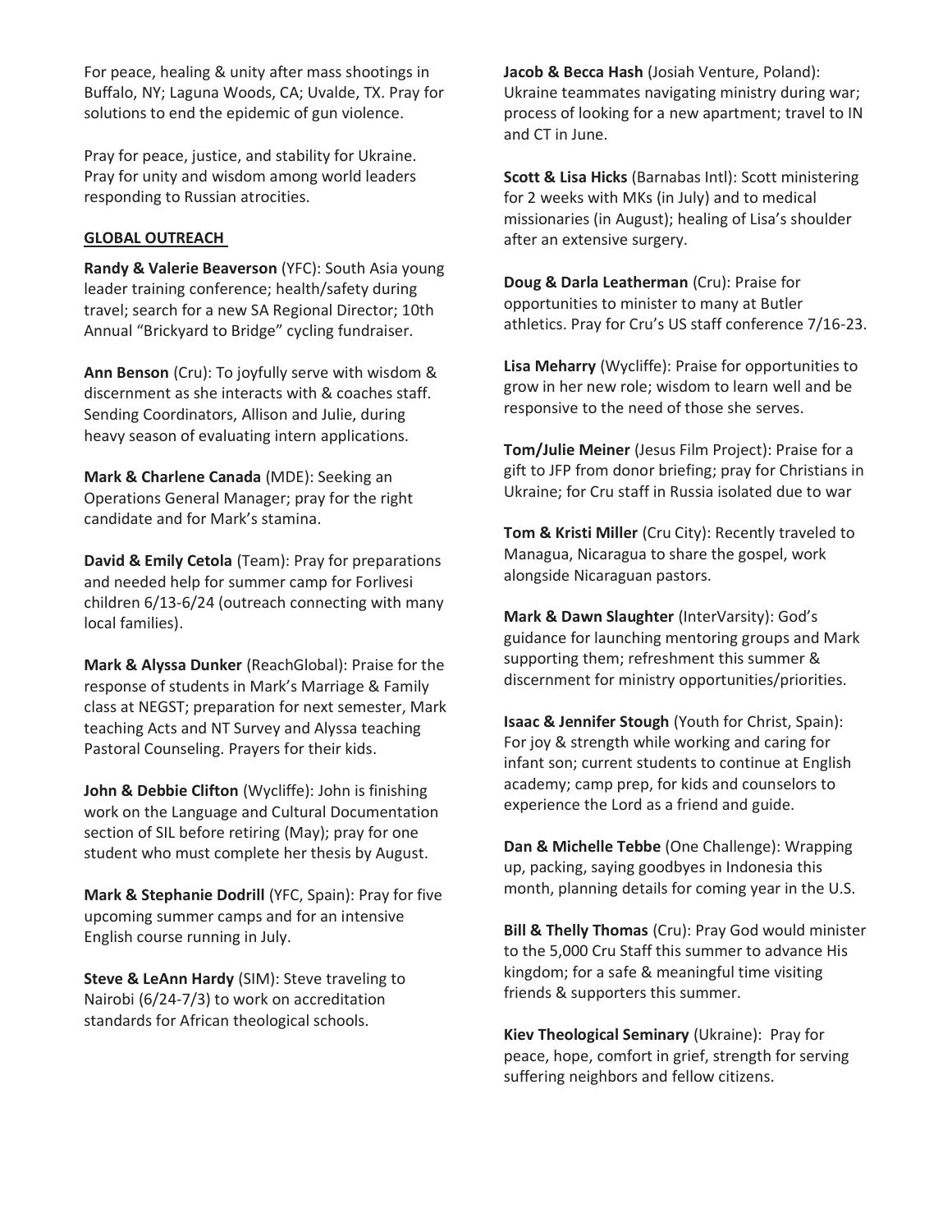For peace, healing & unity after mass shootings in Buffalo, NY; Laguna Woods, CA; Uvalde, TX. Pray for solutions to end the epidemic of gun violence.

Pray for peace, justice, and stability for Ukraine. Pray for unity and wisdom among world leaders responding to Russian atrocities.

## GLOBAL OUTREACH

**Randy & Valerie Beaverson** (YFC): South Asia young leader training conference; health/safety during travel; search for a new SA Regional Director; 10th Annual "Brickyard to Bridge" cycling fundraiser.

**Ann Benson** (Cru): To joyfully serve with wisdom & discernment as she interacts with & coaches staff. Sending Coordinators, Allison and Julie, during heavy season of evaluating intern applications.

**Mark & Charlene Canada** (MDE): Seeking an Operations General Manager; pray for the right candidate and for Mark's stamina.

**David & Emily Cetola** (Team): Pray for preparations and needed help for summer camp for Forlivesi children 6/13-6/24 (outreach connecting with many local families).

**Mark & Alyssa Dunker** (ReachGlobal): Praise for the response of students in Mark's Marriage & Family class at NEGST; preparation for next semester, Mark teaching Acts and NT Survey and Alyssa teaching Pastoral Counseling. Prayers for their kids.

**John & Debbie Clifton** (Wycliffe): John is finishing work on the Language and Cultural Documentation section of SIL before retiring (May); pray for one student who must complete her thesis by August.

**Mark & Stephanie Dodrill** (YFC, Spain): Pray for five upcoming summer camps and for an intensive English course running in July.

**Steve & LeAnn Hardy** (SIM): Steve traveling to Nairobi (6/24-7/3) to work on accreditation standards for African theological schools.

**Jacob & Becca Hash** (Josiah Venture, Poland): Ukraine teammates navigating ministry during war; process of looking for a new apartment; travel to IN and CT in June.

**Scott & Lisa Hicks** (Barnabas Intl): Scott ministering for 2 weeks with MKs (in July) and to medical missionaries (in August); healing of Lisa's shoulder after an extensive surgery.

**Doug & Darla Leatherman** (Cru): Praise for opportunities to minister to many at Butler athletics. Pray for Cru's US staff conference 7/16-23.

**Lisa Meharry** (Wycliffe): Praise for opportunities to grow in her new role; wisdom to learn well and be responsive to the need of those she serves.

**Tom/Julie Meiner** (Jesus Film Project): Praise for a gift to JFP from donor briefing; pray for Christians in Ukraine; for Cru staff in Russia isolated due to war

**Tom & Kristi Miller** (Cru City): Recently traveled to Managua, Nicaragua to share the gospel, work alongside Nicaraguan pastors.

**Mark & Dawn Slaughter** (InterVarsity): God's guidance for launching mentoring groups and Mark supporting them; refreshment this summer & discernment for ministry opportunities/priorities.

**Isaac & Jennifer Stough** (Youth for Christ, Spain): For joy & strength while working and caring for infant son; current students to continue at English academy; camp prep, for kids and counselors to experience the Lord as a friend and guide.

**Dan & Michelle Tebbe** (One Challenge): Wrapping up, packing, saying goodbyes in Indonesia this month, planning details for coming year in the U.S.

**Bill & Thelly Thomas** (Cru): Pray God would minister to the 5,000 Cru Staff this summer to advance His kingdom; for a safe & meaningful time visiting friends & supporters this summer.

**Kiev Theological Seminary** (Ukraine): Pray for peace, hope, comfort in grief, strength for serving suffering neighbors and fellow citizens.